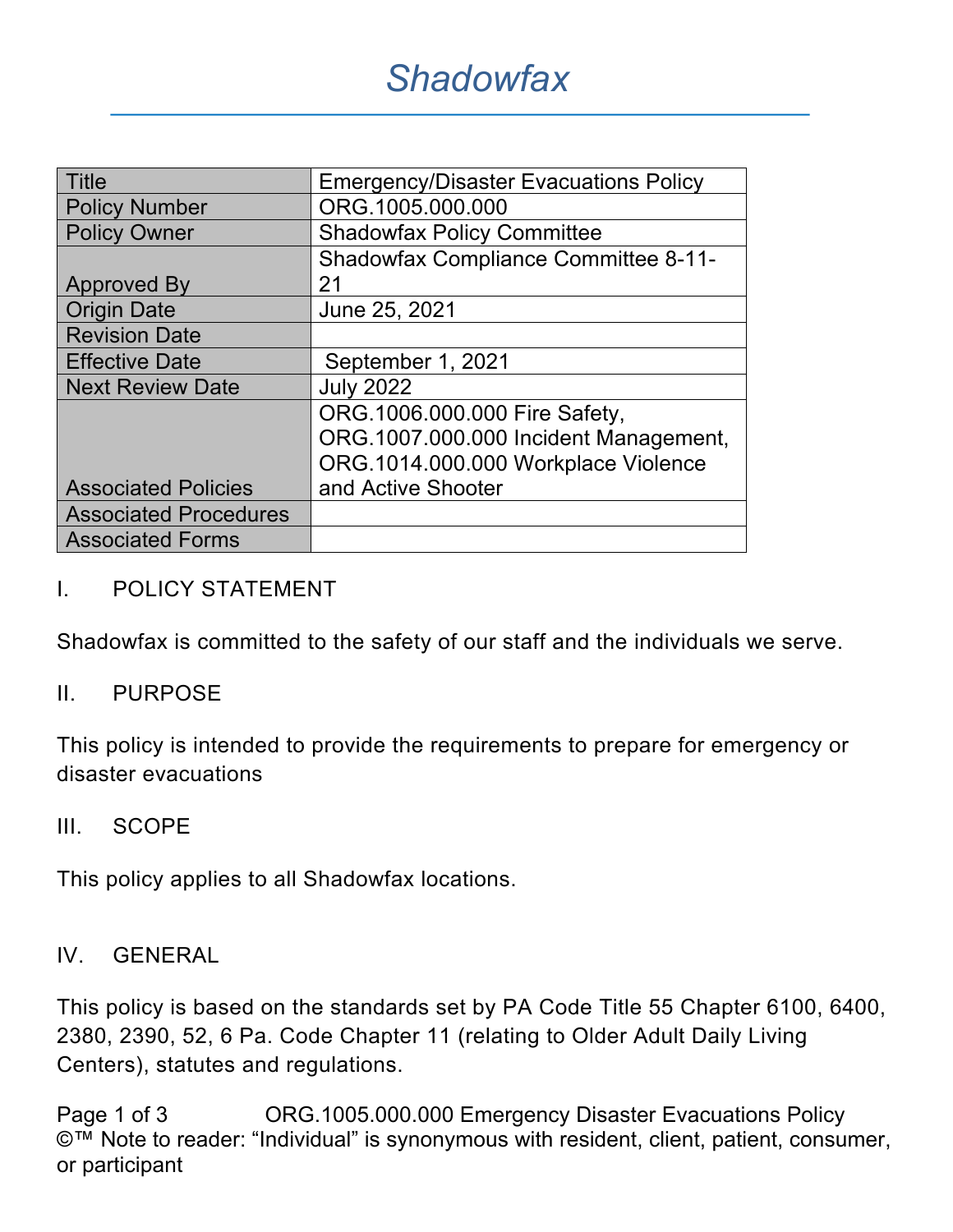# Shadowfax

| Title | Emergency/Disaster Evacuations Policy |
|---|---|
| Policy Number | ORG.1005.000.000 |
| Policy Owner | Shadowfax Policy Committee |
| Approved By | Shadowfax Compliance Committee 8-11-21 |
| Origin Date | June 25, 2021 |
| Revision Date | |
| Effective Date | September 1, 2021 |
| Next Review Date | July 2022 |
| Associated Policies | ORG.1006.000.000 Fire Safety, ORG.1007.000.000 Incident Management, ORG.1014.000.000 Workplace Violence and Active Shooter |
| Associated Procedures | |
| Associated Forms | |

## I. POLICY STATEMENT

Shadowfax is committed to the safety of our staff and the individuals we serve.

## II. PURPOSE

This policy is intended to provide the requirements to prepare for emergency or disaster evacuations

## III. SCOPE

This policy applies to all Shadowfax locations.

## IV. GENERAL

This policy is based on the standards set by PA Code Title 55 Chapter 6100, 6400, 2380, 2390, 52, 6 Pa. Code Chapter 11 (relating to Older Adult Daily Living Centers), statutes and regulations.

©™ Note to reader: "Individual" is synonymous with resident, client, patient, consumer, or participant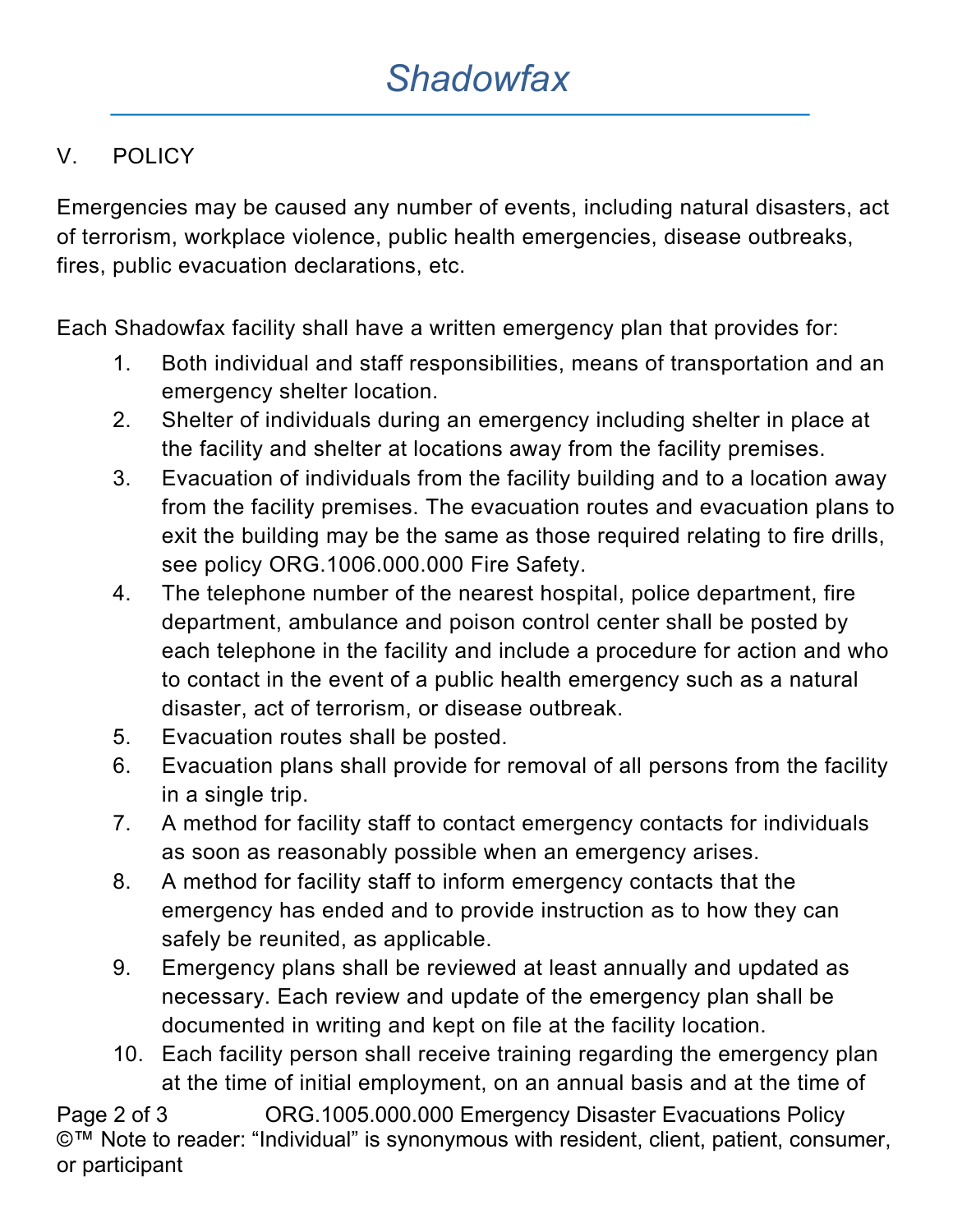## V. POLICY

Emergencies may be caused any number of events, including natural disasters, act of terrorism, workplace violence, public health emergencies, disease outbreaks, fires, public evacuation declarations, etc.

Each Shadowfax facility shall have a written emergency plan that provides for:

1. Both individual and staff responsibilities, means of transportation and an emergency shelter location.
2. Shelter of individuals during an emergency including shelter in place at the facility and shelter at locations away from the facility premises.
3. Evacuation of individuals from the facility building and to a location away from the facility premises. The evacuation routes and evacuation plans to exit the building may be the same as those required relating to fire drills, see policy ORG.1006.000.000 Fire Safety.
4. The telephone number of the nearest hospital, police department, fire department, ambulance and poison control center shall be posted by each telephone in the facility and include a procedure for action and who to contact in the event of a public health emergency such as a natural disaster, act of terrorism, or disease outbreak.
5. Evacuation routes shall be posted.
6. Evacuation plans shall provide for removal of all persons from the facility in a single trip.
7. A method for facility staff to contact emergency contacts for individuals as soon as reasonably possible when an emergency arises.
8. A method for facility staff to inform emergency contacts that the emergency has ended and to provide instruction as to how they can safely be reunited, as applicable.
9. Emergency plans shall be reviewed at least annually and updated as necessary. Each review and update of the emergency plan shall be documented in writing and kept on file at the facility location.
10. Each facility person shall receive training regarding the emergency plan at the time of initial employment, on an annual basis and at the time of

©™ Note to reader: "Individual" is synonymous with resident, client, patient, consumer, or participant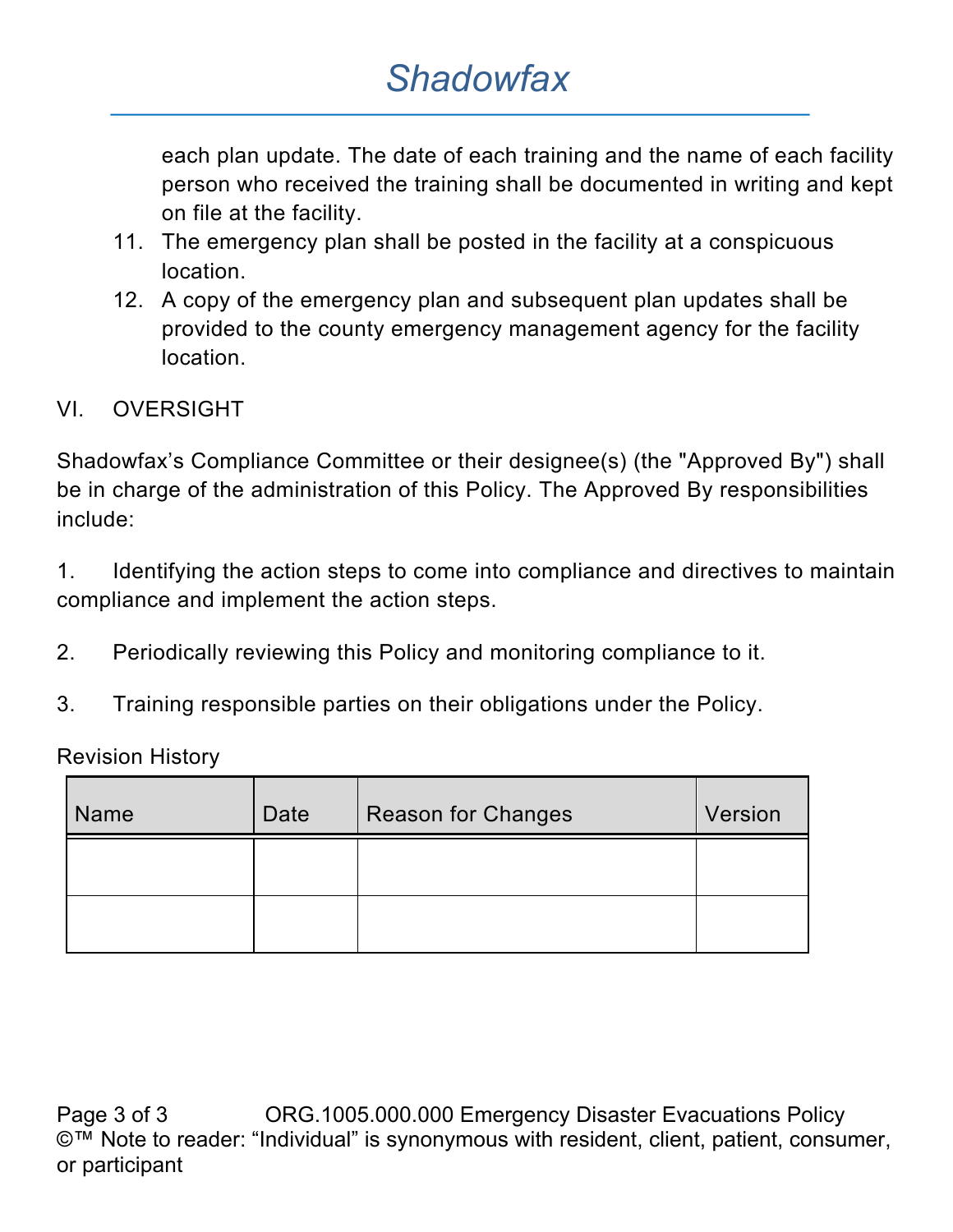each plan update. The date of each training and the name of each facility person who received the training shall be documented in writing and kept on file at the facility.

11. The emergency plan shall be posted in the facility at a conspicuous location.
12. A copy of the emergency plan and subsequent plan updates shall be provided to the county emergency management agency for the facility location.

## VI. OVERSIGHT

Shadowfax's Compliance Committee or their designee(s) (the "Approved By") shall be in charge of the administration of this Policy. The Approved By responsibilities include:

1. Identifying the action steps to come into compliance and directives to maintain compliance and implement the action steps.

2. Periodically reviewing this Policy and monitoring compliance to it.

3. Training responsible parties on their obligations under the Policy.

Revision History

| Name | Date | Reason for Changes | Version |
|---|---|---|---|
| | | | |
| | | | |

©™ Note to reader: "Individual" is synonymous with resident, client, patient, consumer, or participant